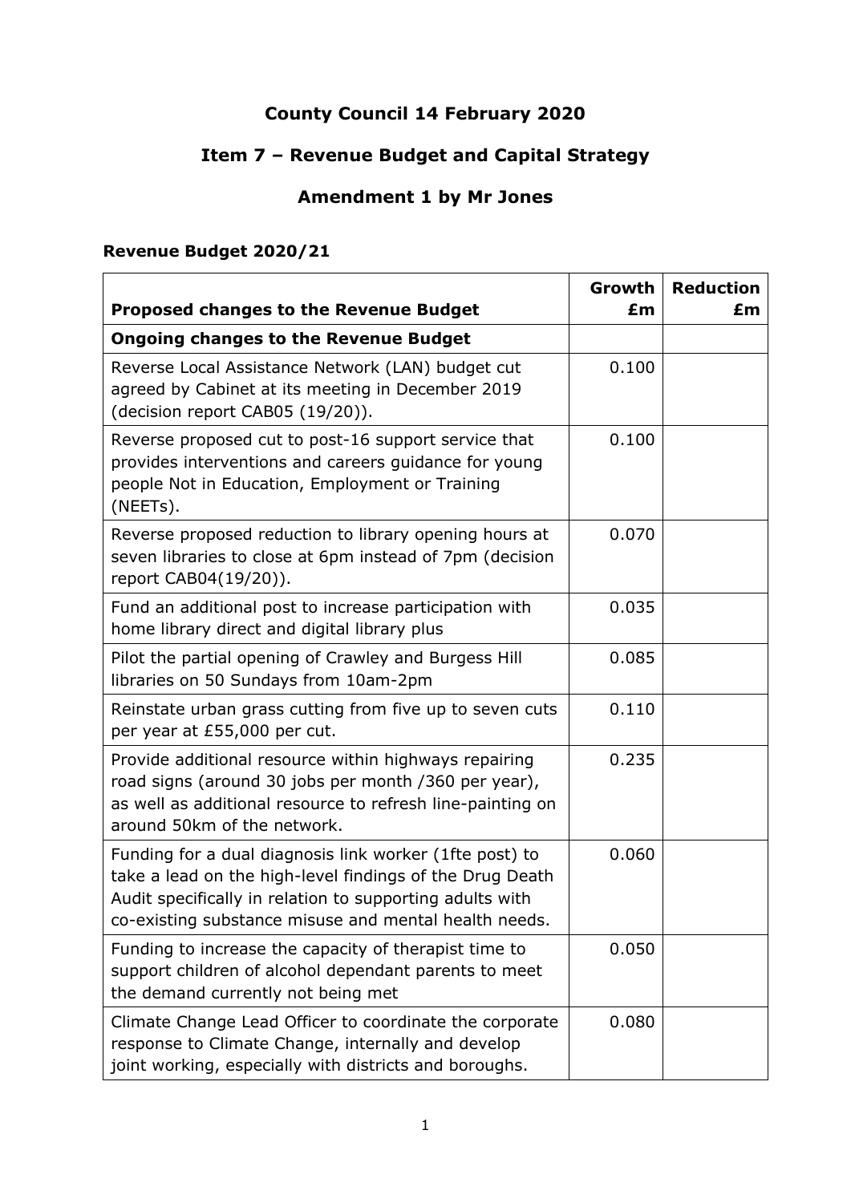# County Council 14 February 2020

## Item 7 – Revenue Budget and Capital Strategy

## Amendment 1 by Mr Jones

### Revenue Budget 2020/21

| Proposed changes to the Revenue Budget | Growth £m | Reduction £m |
|---|---|---|
| **Ongoing changes to the Revenue Budget** | | |
| Reverse Local Assistance Network (LAN) budget cut agreed by Cabinet at its meeting in December 2019 (decision report CAB05 (19/20)). | 0.100 | |
| Reverse proposed cut to post-16 support service that provides interventions and careers guidance for young people Not in Education, Employment or Training (NEETs). | 0.100 | |
| Reverse proposed reduction to library opening hours at seven libraries to close at 6pm instead of 7pm (decision report CAB04(19/20)). | 0.070 | |
| Fund an additional post to increase participation with home library direct and digital library plus | 0.035 | |
| Pilot the partial opening of Crawley and Burgess Hill libraries on 50 Sundays from 10am-2pm | 0.085 | |
| Reinstate urban grass cutting from five up to seven cuts per year at £55,000 per cut. | 0.110 | |
| Provide additional resource within highways repairing road signs (around 30 jobs per month /360 per year), as well as additional resource to refresh line-painting on around 50km of the network. | 0.235 | |
| Funding for a dual diagnosis link worker (1fte post) to take a lead on the high-level findings of the Drug Death Audit specifically in relation to supporting adults with co-existing substance misuse and mental health needs. | 0.060 | |
| Funding to increase the capacity of therapist time to support children of alcohol dependant parents to meet the demand currently not being met | 0.050 | |
| Climate Change Lead Officer to coordinate the corporate response to Climate Change, internally and develop joint working, especially with districts and boroughs. | 0.080 | |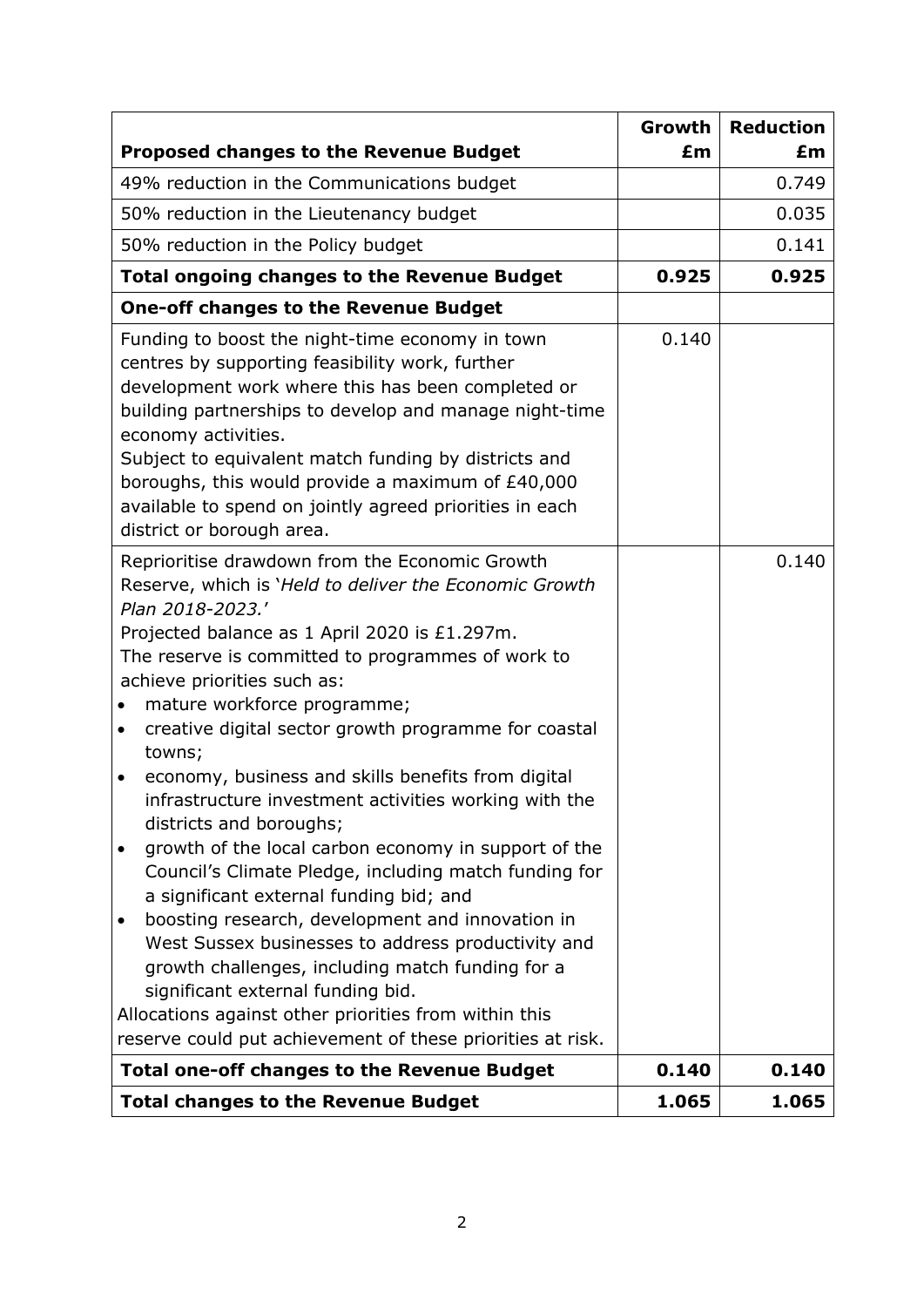| Proposed changes to the Revenue Budget | Growth £m | Reduction £m |
|---|---|---|
| 49% reduction in the Communications budget | | 0.749 |
| 50% reduction in the Lieutenancy budget | | 0.035 |
| 50% reduction in the Policy budget | | 0.141 |
| **Total ongoing changes to the Revenue Budget** | **0.925** | **0.925** |
| **One-off changes to the Revenue Budget** | | |
| Funding to boost the night-time economy in town centres by supporting feasibility work, further development work where this has been completed or building partnerships to develop and manage night-time economy activities.<br>Subject to equivalent match funding by districts and boroughs, this would provide a maximum of £40,000 available to spend on jointly agreed priorities in each district or borough area. | 0.140 | |
| Reprioritise drawdown from the Economic Growth Reserve, which is '*Held to deliver the Economic Growth Plan 2018-2023.*'<br>Projected balance as 1 April 2020 is £1.297m.<br>The reserve is committed to programmes of work to achieve priorities such as:<br>• mature workforce programme;<br>• creative digital sector growth programme for coastal towns;<br>• economy, business and skills benefits from digital infrastructure investment activities working with the districts and boroughs;<br>• growth of the local carbon economy in support of the Council's Climate Pledge, including match funding for a significant external funding bid; and<br>• boosting research, development and innovation in West Sussex businesses to address productivity and growth challenges, including match funding for a significant external funding bid.<br>Allocations against other priorities from within this reserve could put achievement of these priorities at risk. | | 0.140 |
| **Total one-off changes to the Revenue Budget** | **0.140** | **0.140** |
| **Total changes to the Revenue Budget** | **1.065** | **1.065** |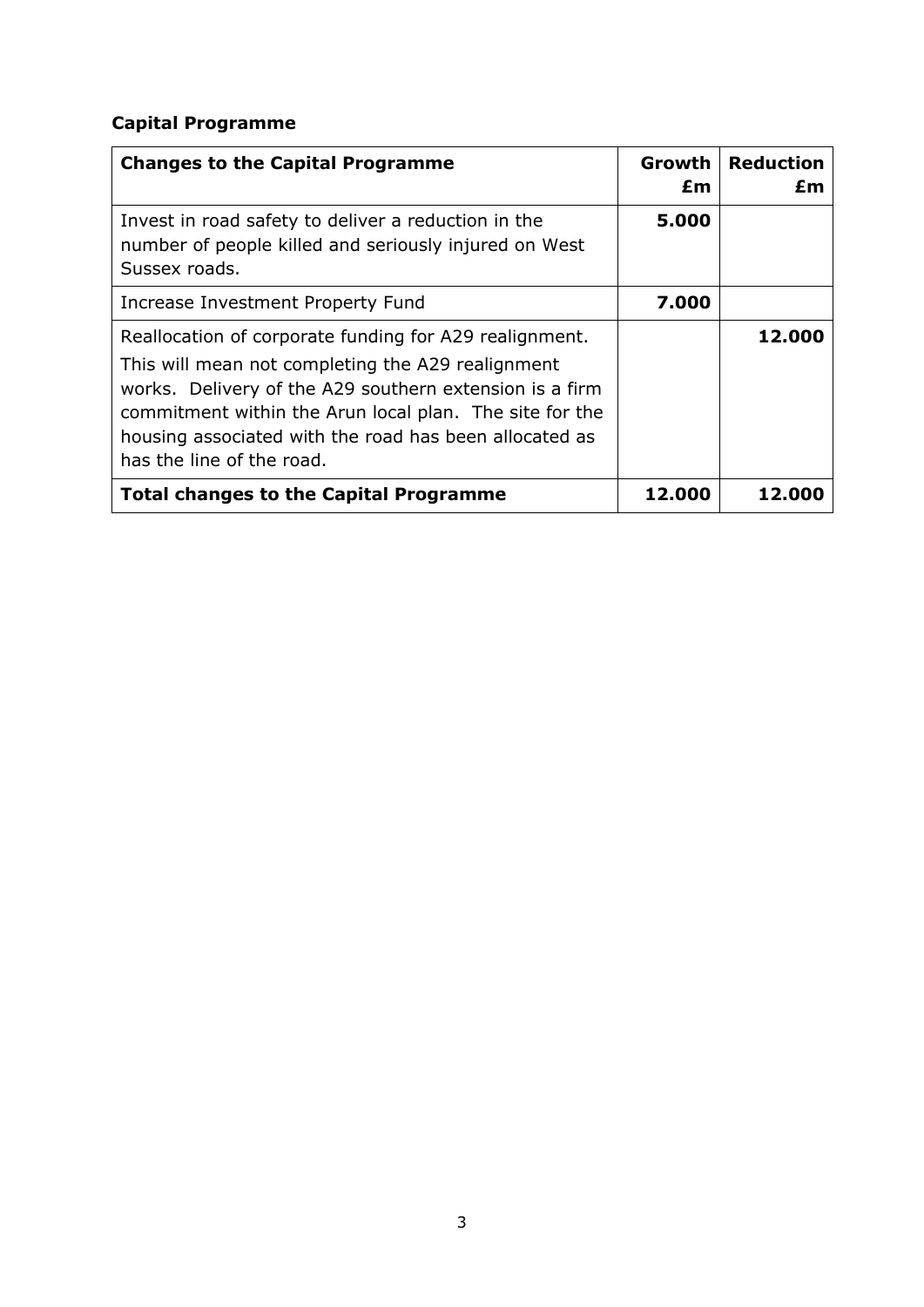## Capital Programme

| Changes to the Capital Programme | Growth £m | Reduction £m |
|---|---|---|
| Invest in road safety to deliver a reduction in the number of people killed and seriously injured on West Sussex roads. | **5.000** | |
| Increase Investment Property Fund | **7.000** | |
| Reallocation of corporate funding for A29 realignment. This will mean not completing the A29 realignment works. Delivery of the A29 southern extension is a firm commitment within the Arun local plan. The site for the housing associated with the road has been allocated as has the line of the road. | | **12.000** |
| **Total changes to the Capital Programme** | **12.000** | **12.000** |